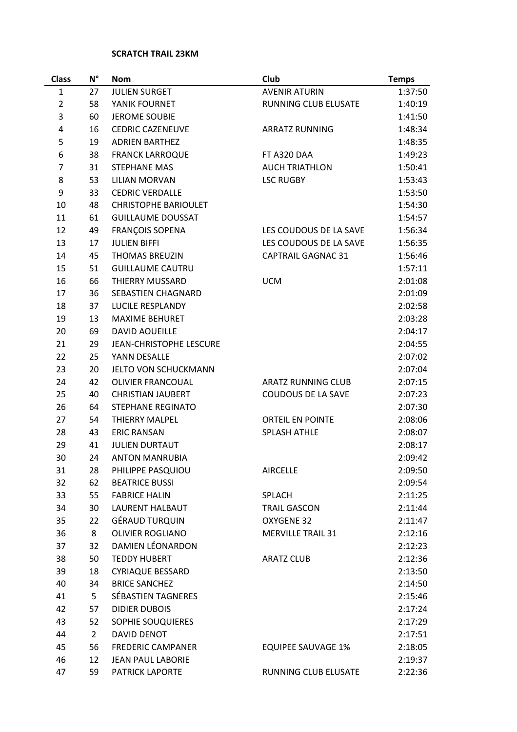**SCRATCH TRAIL 23KM**

| Class | N° | Nom | Club | Temps |
|---|---|---|---|---|
| 1 | 27 | JULIEN SURGET | AVENIR ATURIN | 1:37:50 |
| 2 | 58 | YANIK FOURNET | RUNNING CLUB ELUSATE | 1:40:19 |
| 3 | 60 | JEROME SOUBIE | | 1:41:50 |
| 4 | 16 | CEDRIC CAZENEUVE | ARRATZ RUNNING | 1:48:34 |
| 5 | 19 | ADRIEN BARTHEZ | | 1:48:35 |
| 6 | 38 | FRANCK LARROQUE | FT A320 DAA | 1:49:23 |
| 7 | 31 | STEPHANE MAS | AUCH TRIATHLON | 1:50:41 |
| 8 | 53 | LILIAN MORVAN | LSC RUGBY | 1:53:43 |
| 9 | 33 | CEDRIC VERDALLE | | 1:53:50 |
| 10 | 48 | CHRISTOPHE BARIOULET | | 1:54:30 |
| 11 | 61 | GUILLAUME DOUSSAT | | 1:54:57 |
| 12 | 49 | FRANÇOIS SOPENA | LES COUDOUS DE LA SAVE | 1:56:34 |
| 13 | 17 | JULIEN BIFFI | LES COUDOUS DE LA SAVE | 1:56:35 |
| 14 | 45 | THOMAS BREUZIN | CAPTRAIL GAGNAC 31 | 1:56:46 |
| 15 | 51 | GUILLAUME CAUTRU | | 1:57:11 |
| 16 | 66 | THIERRY MUSSARD | UCM | 2:01:08 |
| 17 | 36 | SEBASTIEN CHAGNARD | | 2:01:09 |
| 18 | 37 | LUCILE RESPLANDY | | 2:02:58 |
| 19 | 13 | MAXIME BEHURET | | 2:03:28 |
| 20 | 69 | DAVID AOUEILLE | | 2:04:17 |
| 21 | 29 | JEAN-CHRISTOPHE LESCURE | | 2:04:55 |
| 22 | 25 | YANN DESALLE | | 2:07:02 |
| 23 | 20 | JELTO VON SCHUCKMANN | | 2:07:04 |
| 24 | 42 | OLIVIER FRANCOUAL | ARATZ RUNNING CLUB | 2:07:15 |
| 25 | 40 | CHRISTIAN JAUBERT | COUDOUS DE LA SAVE | 2:07:23 |
| 26 | 64 | STEPHANE REGINATO | | 2:07:30 |
| 27 | 54 | THIERRY MALPEL | ORTEIL EN POINTE | 2:08:06 |
| 28 | 43 | ERIC RANSAN | SPLASH ATHLE | 2:08:07 |
| 29 | 41 | JULIEN DURTAUT | | 2:08:17 |
| 30 | 24 | ANTON MANRUBIA | | 2:09:42 |
| 31 | 28 | PHILIPPE PASQUIOU | AIRCELLE | 2:09:50 |
| 32 | 62 | BEATRICE BUSSI | | 2:09:54 |
| 33 | 55 | FABRICE HALIN | SPLACH | 2:11:25 |
| 34 | 30 | LAURENT HALBAUT | TRAIL GASCON | 2:11:44 |
| 35 | 22 | GÉRAUD TURQUIN | OXYGENE 32 | 2:11:47 |
| 36 | 8 | OLIVIER ROGLIANO | MERVILLE TRAIL 31 | 2:12:16 |
| 37 | 32 | DAMIEN LÉONARDON | | 2:12:23 |
| 38 | 50 | TEDDY HUBERT | ARATZ CLUB | 2:12:36 |
| 39 | 18 | CYRIAQUE BESSARD | | 2:13:50 |
| 40 | 34 | BRICE SANCHEZ | | 2:14:50 |
| 41 | 5 | SÉBASTIEN TAGNERES | | 2:15:46 |
| 42 | 57 | DIDIER DUBOIS | | 2:17:24 |
| 43 | 52 | SOPHIE SOUQUIERES | | 2:17:29 |
| 44 | 2 | DAVID DENOT | | 2:17:51 |
| 45 | 56 | FREDERIC CAMPANER | EQUIPEE SAUVAGE 1% | 2:18:05 |
| 46 | 12 | JEAN PAUL LABORIE | | 2:19:37 |
| 47 | 59 | PATRICK LAPORTE | RUNNING CLUB ELUSATE | 2:22:36 |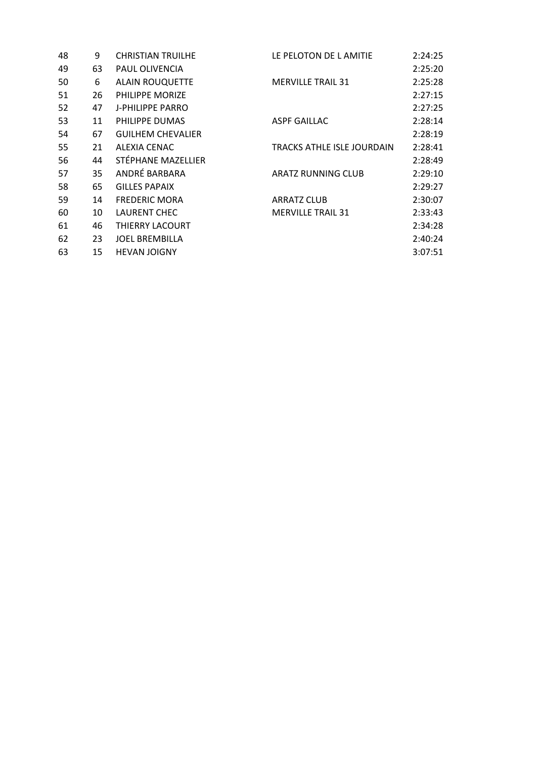| | | | | |
|---|---|---|---|---|
| 48 | 9 | CHRISTIAN TRUILHE | LE PELOTON DE L AMITIE | 2:24:25 |
| 49 | 63 | PAUL OLIVENCIA | | 2:25:20 |
| 50 | 6 | ALAIN ROUQUETTE | MERVILLE TRAIL 31 | 2:25:28 |
| 51 | 26 | PHILIPPE MORIZE | | 2:27:15 |
| 52 | 47 | J-PHILIPPE PARRO | | 2:27:25 |
| 53 | 11 | PHILIPPE DUMAS | ASPF GAILLAC | 2:28:14 |
| 54 | 67 | GUILHEM CHEVALIER | | 2:28:19 |
| 55 | 21 | ALEXIA CENAC | TRACKS ATHLE ISLE JOURDAIN | 2:28:41 |
| 56 | 44 | STÉPHANE MAZELLIER | | 2:28:49 |
| 57 | 35 | ANDRÉ BARBARA | ARATZ RUNNING CLUB | 2:29:10 |
| 58 | 65 | GILLES PAPAIX | | 2:29:27 |
| 59 | 14 | FREDERIC MORA | ARRATZ CLUB | 2:30:07 |
| 60 | 10 | LAURENT CHEC | MERVILLE TRAIL 31 | 2:33:43 |
| 61 | 46 | THIERRY LACOURT | | 2:34:28 |
| 62 | 23 | JOEL BREMBILLA | | 2:40:24 |
| 63 | 15 | HEVAN JOIGNY | | 3:07:51 |